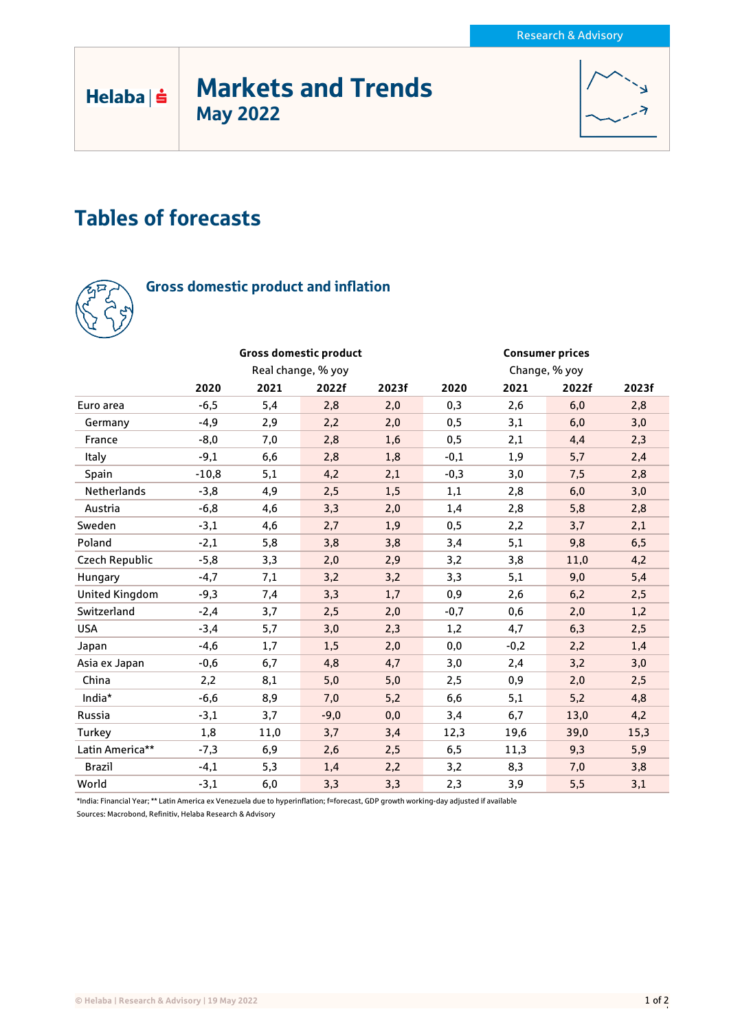Research & Advisory

Helaba

# Markets and Trends
## May 2022

# Tables of forecasts

## Gross domestic product and inflation

| | Gross domestic product | | | | Consumer prices | | | |
|---|---|---|---|---|---|---|---|---|
| | Real change, % yoy | | | | Change, % yoy | | | |
| | 2020 | 2021 | 2022f | 2023f | 2020 | 2021 | 2022f | 2023f |
| Euro area | -6,5 | 5,4 | 2,8 | 2,0 | 0,3 | 2,6 | 6,0 | 2,8 |
| Germany | -4,9 | 2,9 | 2,2 | 2,0 | 0,5 | 3,1 | 6,0 | 3,0 |
| France | -8,0 | 7,0 | 2,8 | 1,6 | 0,5 | 2,1 | 4,4 | 2,3 |
| Italy | -9,1 | 6,6 | 2,8 | 1,8 | -0,1 | 1,9 | 5,7 | 2,4 |
| Spain | -10,8 | 5,1 | 4,2 | 2,1 | -0,3 | 3,0 | 7,5 | 2,8 |
| Netherlands | -3,8 | 4,9 | 2,5 | 1,5 | 1,1 | 2,8 | 6,0 | 3,0 |
| Austria | -6,8 | 4,6 | 3,3 | 2,0 | 1,4 | 2,8 | 5,8 | 2,8 |
| Sweden | -3,1 | 4,6 | 2,7 | 1,9 | 0,5 | 2,2 | 3,7 | 2,1 |
| Poland | -2,1 | 5,8 | 3,8 | 3,8 | 3,4 | 5,1 | 9,8 | 6,5 |
| Czech Republic | -5,8 | 3,3 | 2,0 | 2,9 | 3,2 | 3,8 | 11,0 | 4,2 |
| Hungary | -4,7 | 7,1 | 3,2 | 3,2 | 3,3 | 5,1 | 9,0 | 5,4 |
| United Kingdom | -9,3 | 7,4 | 3,3 | 1,7 | 0,9 | 2,6 | 6,2 | 2,5 |
| Switzerland | -2,4 | 3,7 | 2,5 | 2,0 | -0,7 | 0,6 | 2,0 | 1,2 |
| USA | -3,4 | 5,7 | 3,0 | 2,3 | 1,2 | 4,7 | 6,3 | 2,5 |
| Japan | -4,6 | 1,7 | 1,5 | 2,0 | 0,0 | -0,2 | 2,2 | 1,4 |
| Asia ex Japan | -0,6 | 6,7 | 4,8 | 4,7 | 3,0 | 2,4 | 3,2 | 3,0 |
| China | 2,2 | 8,1 | 5,0 | 5,0 | 2,5 | 0,9 | 2,0 | 2,5 |
| India* | -6,6 | 8,9 | 7,0 | 5,2 | 6,6 | 5,1 | 5,2 | 4,8 |
| Russia | -3,1 | 3,7 | -9,0 | 0,0 | 3,4 | 6,7 | 13,0 | 4,2 |
| Turkey | 1,8 | 11,0 | 3,7 | 3,4 | 12,3 | 19,6 | 39,0 | 15,3 |
| Latin America** | -7,3 | 6,9 | 2,6 | 2,5 | 6,5 | 11,3 | 9,3 | 5,9 |
| Brazil | -4,1 | 5,3 | 1,4 | 2,2 | 3,2 | 8,3 | 7,0 | 3,8 |
| World | -3,1 | 6,0 | 3,3 | 3,3 | 2,3 | 3,9 | 5,5 | 3,1 |

*India: Financial Year; ** Latin America ex Venezuela due to hyperinflation; f=forecast, GDP growth working-day adjusted if available

Sources: Macrobond, Refinitiv, Helaba Research & Advisory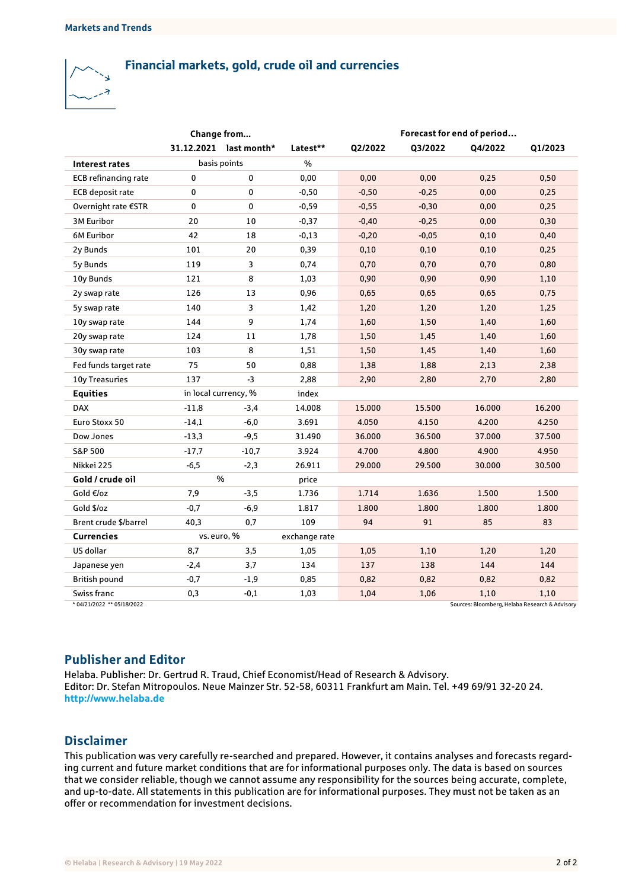## Financial markets, gold, crude oil and currencies

| | Change from... | | | Forecast for end of period... | | | |
|---|---|---|---|---|---|---|---|
| | 31.12.2021 | last month* | Latest** | Q2/2022 | Q3/2022 | Q4/2022 | Q1/2023 |
| **Interest rates** | basis points | | % | | | | |
| ECB refinancing rate | 0 | 0 | 0,00 | 0,00 | 0,00 | 0,25 | 0,50 |
| ECB deposit rate | 0 | 0 | -0,50 | -0,50 | -0,25 | 0,00 | 0,25 |
| Overnight rate €STR | 0 | 0 | -0,59 | -0,55 | -0,30 | 0,00 | 0,25 |
| 3M Euribor | 20 | 10 | -0,37 | -0,40 | -0,25 | 0,00 | 0,30 |
| 6M Euribor | 42 | 18 | -0,13 | -0,20 | -0,05 | 0,10 | 0,40 |
| 2y Bunds | 101 | 20 | 0,39 | 0,10 | 0,10 | 0,10 | 0,25 |
| 5y Bunds | 119 | 3 | 0,74 | 0,70 | 0,70 | 0,70 | 0,80 |
| 10y Bunds | 121 | 8 | 1,03 | 0,90 | 0,90 | 0,90 | 1,10 |
| 2y swap rate | 126 | 13 | 0,96 | 0,65 | 0,65 | 0,65 | 0,75 |
| 5y swap rate | 140 | 3 | 1,42 | 1,20 | 1,20 | 1,20 | 1,25 |
| 10y swap rate | 144 | 9 | 1,74 | 1,60 | 1,50 | 1,40 | 1,60 |
| 20y swap rate | 124 | 11 | 1,78 | 1,50 | 1,45 | 1,40 | 1,60 |
| 30y swap rate | 103 | 8 | 1,51 | 1,50 | 1,45 | 1,40 | 1,60 |
| Fed funds target rate | 75 | 50 | 0,88 | 1,38 | 1,88 | 2,13 | 2,38 |
| 10y Treasuries | 137 | -3 | 2,88 | 2,90 | 2,80 | 2,70 | 2,80 |
| **Equities** | in local currency, % | | index | | | | |
| DAX | -11,8 | -3,4 | 14.008 | 15.000 | 15.500 | 16.000 | 16.200 |
| Euro Stoxx 50 | -14,1 | -6,0 | 3.691 | 4.050 | 4.150 | 4.200 | 4.250 |
| Dow Jones | -13,3 | -9,5 | 31.490 | 36.000 | 36.500 | 37.000 | 37.500 |
| S&P 500 | -17,7 | -10,7 | 3.924 | 4.700 | 4.800 | 4.900 | 4.950 |
| Nikkei 225 | -6,5 | -2,3 | 26.911 | 29.000 | 29.500 | 30.000 | 30.500 |
| **Gold / crude oil** | % | | price | | | | |
| Gold €/oz | 7,9 | -3,5 | 1.736 | 1.714 | 1.636 | 1.500 | 1.500 |
| Gold $/oz | -0,7 | -6,9 | 1.817 | 1.800 | 1.800 | 1.800 | 1.800 |
| Brent crude $/barrel | 40,3 | 0,7 | 109 | 94 | 91 | 85 | 83 |
| **Currencies** | vs. euro, % | | exchange rate | | | | |
| US dollar | 8,7 | 3,5 | 1,05 | 1,05 | 1,10 | 1,20 | 1,20 |
| Japanese yen | -2,4 | 3,7 | 134 | 137 | 138 | 144 | 144 |
| British pound | -0,7 | -1,9 | 0,85 | 0,82 | 0,82 | 0,82 | 0,82 |
| Swiss franc | 0,3 | -0,1 | 1,03 | 1,04 | 1,06 | 1,10 | 1,10 |

\* 04/21/2022 ** 05/18/2022

Sources: Bloomberg, Helaba Research & Advisory

## Publisher and Editor

Helaba. Publisher: Dr. Gertrud R. Traud, Chief Economist/Head of Research & Advisory.
Editor: Dr. Stefan Mitropoulos. Neue Mainzer Str. 52-58, 60311 Frankfurt am Main. Tel. +49 69/91 32-20 24.
**http://www.helaba.de**

## Disclaimer

This publication was very carefully re-searched and prepared. However, it contains analyses and forecasts regarding current and future market conditions that are for informational purposes only. The data is based on sources that we consider reliable, though we cannot assume any responsibility for the sources being accurate, complete, and up-to-date. All statements in this publication are for informational purposes. They must not be taken as an offer or recommendation for investment decisions.